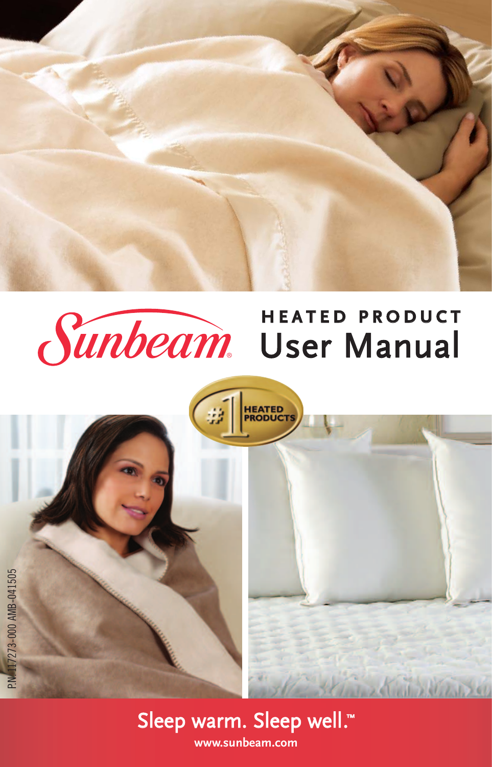Sunbeam®

**HEATED PRODUCT**

# User Manual

#1 HEATED PRODUCTS

P.N. 117273-000 AMB-041505

Sleep warm. Sleep well.™

www.sunbeam.com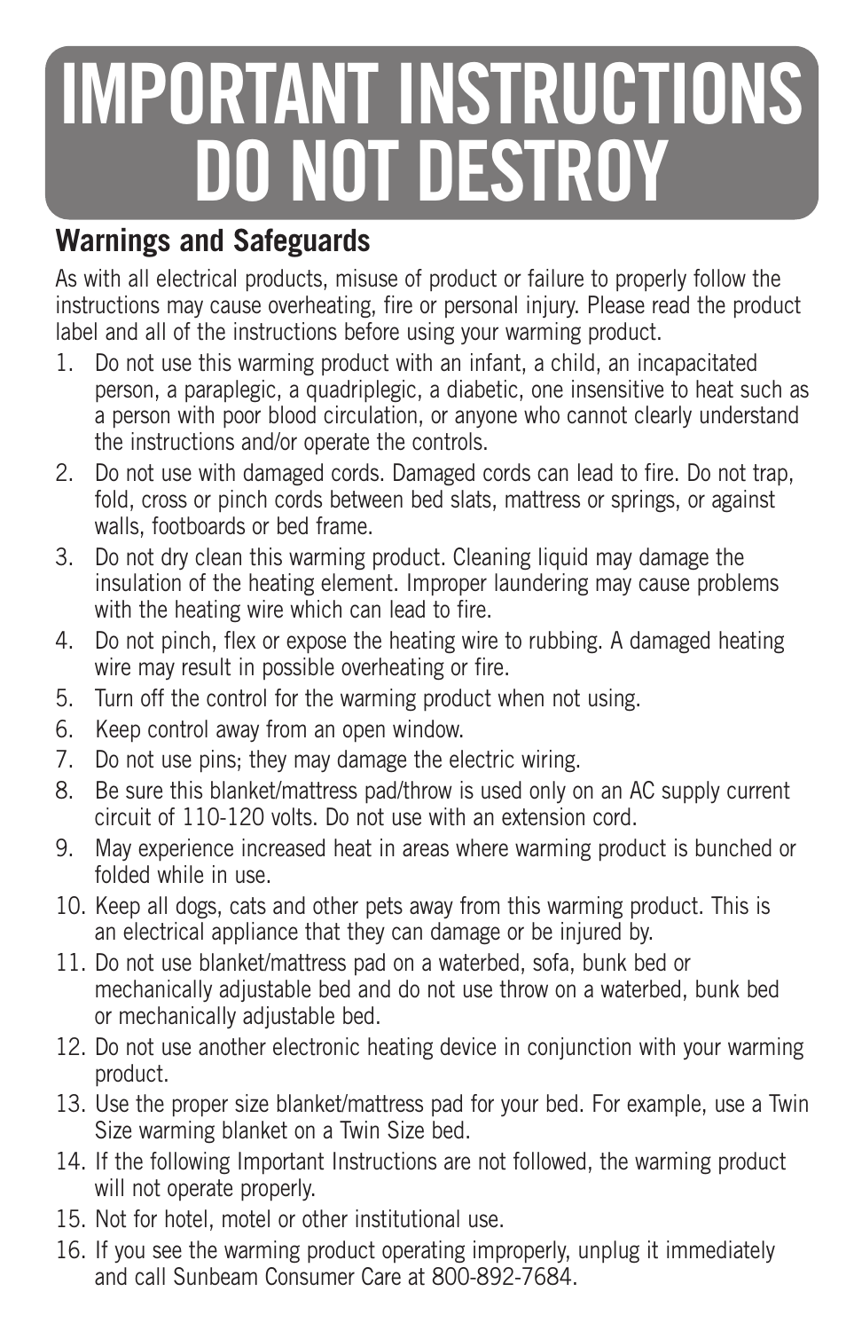# IMPORTANT INSTRUCTIONS DO NOT DESTROY

## Warnings and Safeguards

As with all electrical products, misuse of product or failure to properly follow the instructions may cause overheating, fire or personal injury. Please read the product label and all of the instructions before using your warming product.

1. Do not use this warming product with an infant, a child, an incapacitated person, a paraplegic, a quadriplegic, a diabetic, one insensitive to heat such as a person with poor blood circulation, or anyone who cannot clearly understand the instructions and/or operate the controls.
2. Do not use with damaged cords. Damaged cords can lead to fire. Do not trap, fold, cross or pinch cords between bed slats, mattress or springs, or against walls, footboards or bed frame.
3. Do not dry clean this warming product. Cleaning liquid may damage the insulation of the heating element. Improper laundering may cause problems with the heating wire which can lead to fire.
4. Do not pinch, flex or expose the heating wire to rubbing. A damaged heating wire may result in possible overheating or fire.
5. Turn off the control for the warming product when not using.
6. Keep control away from an open window.
7. Do not use pins; they may damage the electric wiring.
8. Be sure this blanket/mattress pad/throw is used only on an AC supply current circuit of 110-120 volts. Do not use with an extension cord.
9. May experience increased heat in areas where warming product is bunched or folded while in use.
10. Keep all dogs, cats and other pets away from this warming product. This is an electrical appliance that they can damage or be injured by.
11. Do not use blanket/mattress pad on a waterbed, sofa, bunk bed or mechanically adjustable bed and do not use throw on a waterbed, bunk bed or mechanically adjustable bed.
12. Do not use another electronic heating device in conjunction with your warming product.
13. Use the proper size blanket/mattress pad for your bed. For example, use a Twin Size warming blanket on a Twin Size bed.
14. If the following Important Instructions are not followed, the warming product will not operate properly.
15. Not for hotel, motel or other institutional use.
16. If you see the warming product operating improperly, unplug it immediately and call Sunbeam Consumer Care at 800-892-7684.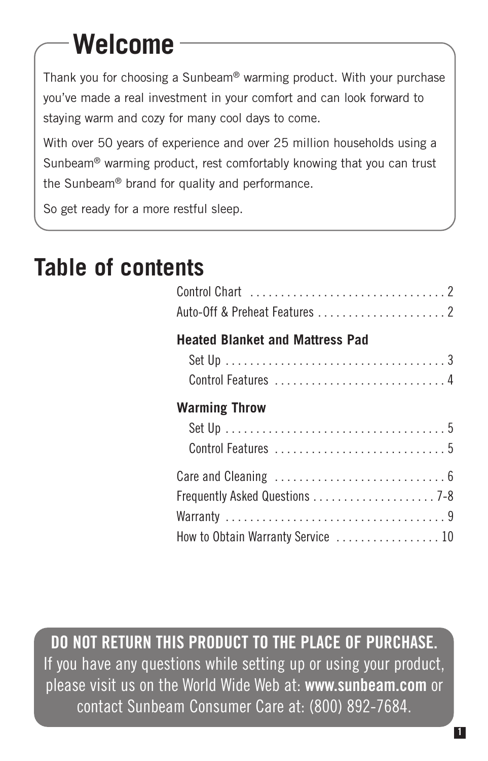# Welcome

Thank you for choosing a Sunbeam® warming product. With your purchase you've made a real investment in your comfort and can look forward to staying warm and cozy for many cool days to come.

With over 50 years of experience and over 25 million households using a Sunbeam® warming product, rest comfortably knowing that you can trust the Sunbeam® brand for quality and performance.

So get ready for a more restful sleep.

# Table of contents

Control Chart . . . . . . . . . . . . . . . . . . . . . . . . . . . . . . . . 2
Auto-Off & Preheat Features . . . . . . . . . . . . . . . . . . . . . 2

**Heated Blanket and Mattress Pad**

- Set Up . . . . . . . . . . . . . . . . . . . . . . . . . . . . . . . . . . . . 3
- Control Features . . . . . . . . . . . . . . . . . . . . . . . . . . . . 4

**Warming Throw**

- Set Up . . . . . . . . . . . . . . . . . . . . . . . . . . . . . . . . . . . . 5
- Control Features . . . . . . . . . . . . . . . . . . . . . . . . . . . . 5

Care and Cleaning . . . . . . . . . . . . . . . . . . . . . . . . . . . . 6
Frequently Asked Questions . . . . . . . . . . . . . . . . . . . . 7-8
Warranty . . . . . . . . . . . . . . . . . . . . . . . . . . . . . . . . . . . . 9
How to Obtain Warranty Service . . . . . . . . . . . . . . . . . 10

**DO NOT RETURN THIS PRODUCT TO THE PLACE OF PURCHASE.**
If you have any questions while setting up or using your product, please visit us on the World Wide Web at: **www.sunbeam.com** or contact Sunbeam Consumer Care at: (800) 892-7684.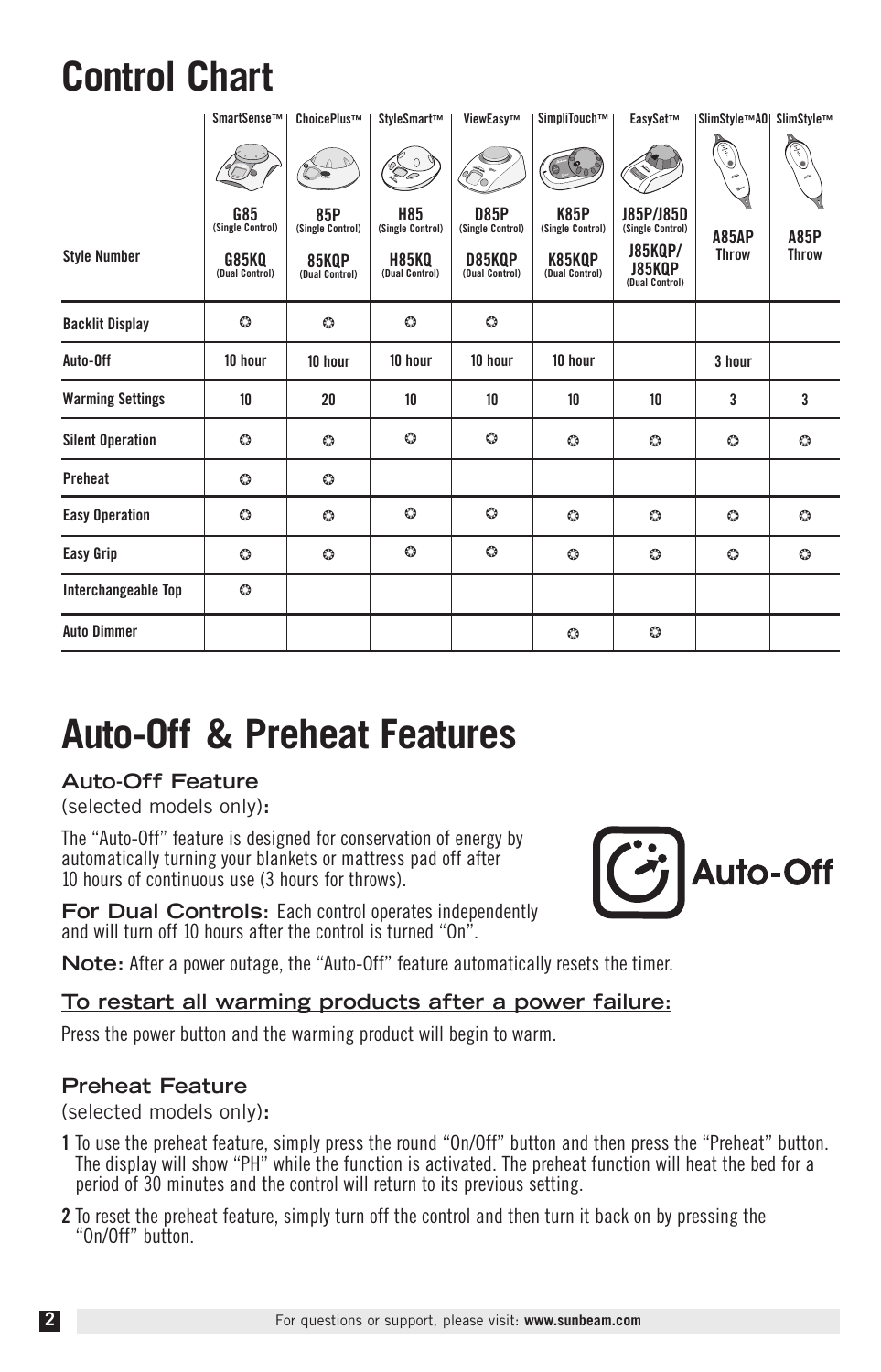# Control Chart

| Style Number | SmartSense™ G85 (Single Control) G85KQ (Dual Control) | ChoicePlus™ 85P (Single Control) 85KQP (Dual Control) | StyleSmart™ H85 (Single Control) H85KQ (Dual Control) | ViewEasy™ D85P (Single Control) D85KQP (Dual Control) | SimpliTouch™ K85P (Single Control) K85KQP (Dual Control) | EasySet™ J85P/J85D (Single Control) J85KQP/ J85KQP (Dual Control) | SlimStyle™AO A85AP Throw | SlimStyle™ A85P Throw |
|---|---|---|---|---|---|---|---|---|
| Backlit Display | ✪ | ✪ | ✪ | ✪ | | | | |
| Auto-Off | 10 hour | 10 hour | 10 hour | 10 hour | 10 hour | | 3 hour | |
| Warming Settings | 10 | 20 | 10 | 10 | 10 | 10 | 3 | 3 |
| Silent Operation | ✪ | ✪ | ✪ | ✪ | ✪ | ✪ | ✪ | ✪ |
| Preheat | ✪ | ✪ | | | | | | |
| Easy Operation | ✪ | ✪ | ✪ | ✪ | ✪ | ✪ | ✪ | ✪ |
| Easy Grip | ✪ | ✪ | ✪ | ✪ | ✪ | ✪ | ✪ | ✪ |
| Interchangeable Top | ✪ | | | | | | | |
| Auto Dimmer | | | | | ✪ | ✪ | | |

# Auto-Off & Preheat Features

### Auto-Off Feature

(selected models only):

The "Auto-Off" feature is designed for conservation of energy by automatically turning your blankets or mattress pad off after 10 hours of continuous use (3 hours for throws).

Auto-Off

**For Dual Controls:** Each control operates independently and will turn off 10 hours after the control is turned "On".

**Note:** After a power outage, the "Auto-Off" feature automatically resets the timer.

### To restart all warming products after a power failure:

Press the power button and the warming product will begin to warm.

### Preheat Feature

(selected models only):

1 To use the preheat feature, simply press the round "On/Off" button and then press the "Preheat" button. The display will show "PH" while the function is activated. The preheat function will heat the bed for a period of 30 minutes and the control will return to its previous setting.

2 To reset the preheat feature, simply turn off the control and then turn it back on by pressing the "On/Off" button.

For questions or support, please visit: **www.sunbeam.com**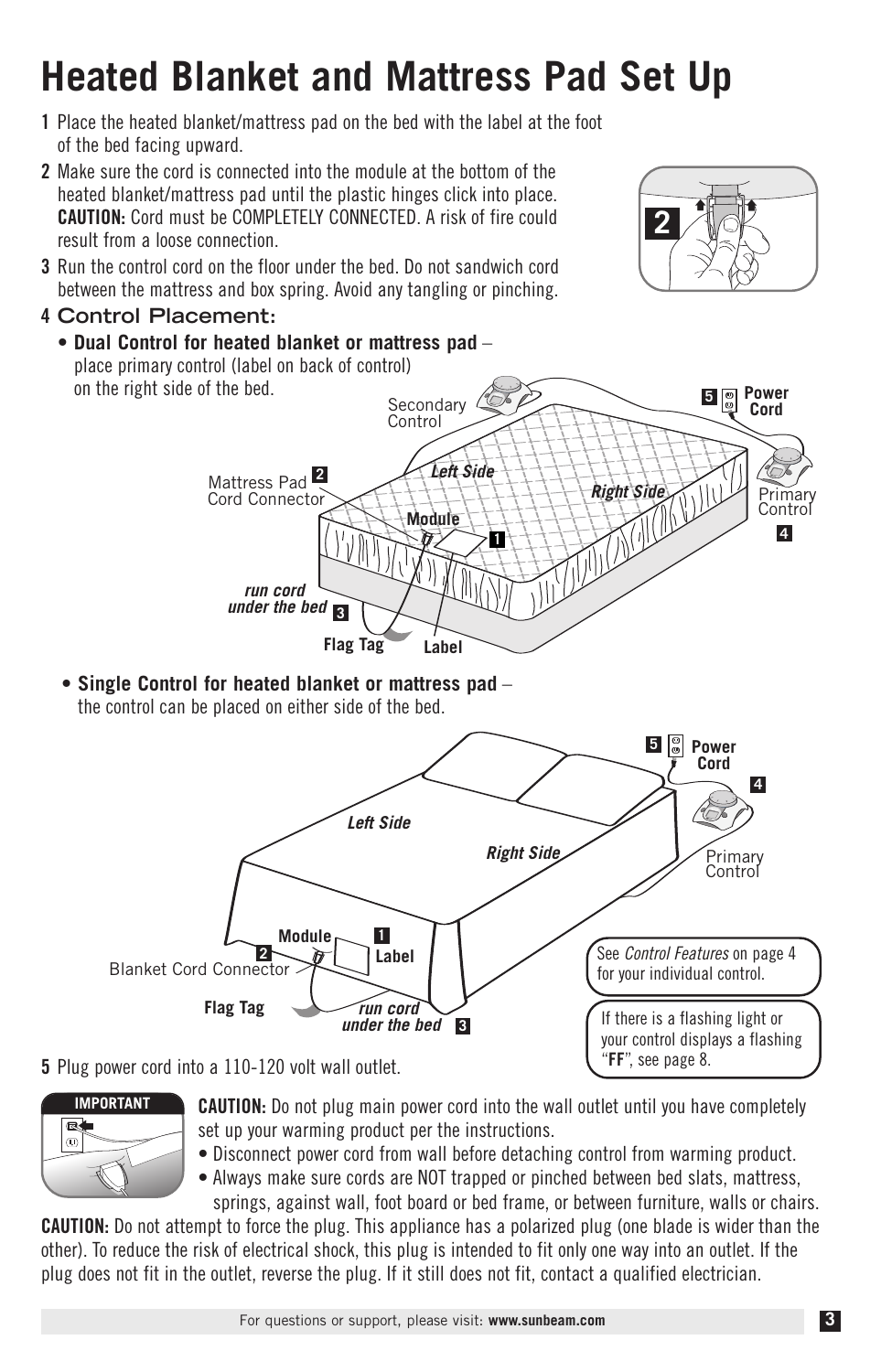# Heated Blanket and Mattress Pad Set Up

**1** Place the heated blanket/mattress pad on the bed with the label at the foot of the bed facing upward.

**2** Make sure the cord is connected into the module at the bottom of the heated blanket/mattress pad until the plastic hinges click into place. **CAUTION:** Cord must be COMPLETELY CONNECTED. A risk of fire could result from a loose connection.

**3** Run the control cord on the floor under the bed. Do not sandwich cord between the mattress and box spring. Avoid any tangling or pinching.

**4 Control Placement:**

- **Dual Control for heated blanket or mattress pad** – place primary control (label on back of control) on the right side of the bed.

- **Single Control for heated blanket or mattress pad** – the control can be placed on either side of the bed.

See *Control Features* on page 4 for your individual control.

If there is a flashing light or your control displays a flashing "**FF**", see page 8.

**5** Plug power cord into a 110-120 volt wall outlet.

**IMPORTANT**

**CAUTION:** Do not plug main power cord into the wall outlet until you have completely set up your warming product per the instructions.

- Disconnect power cord from wall before detaching control from warming product.
- Always make sure cords are NOT trapped or pinched between bed slats, mattress, springs, against wall, foot board or bed frame, or between furniture, walls or chairs.

**CAUTION:** Do not attempt to force the plug. This appliance has a polarized plug (one blade is wider than the other). To reduce the risk of electrical shock, this plug is intended to fit only one way into an outlet. If the plug does not fit in the outlet, reverse the plug. If it still does not fit, contact a qualified electrician.

For questions or support, please visit: **www.sunbeam.com**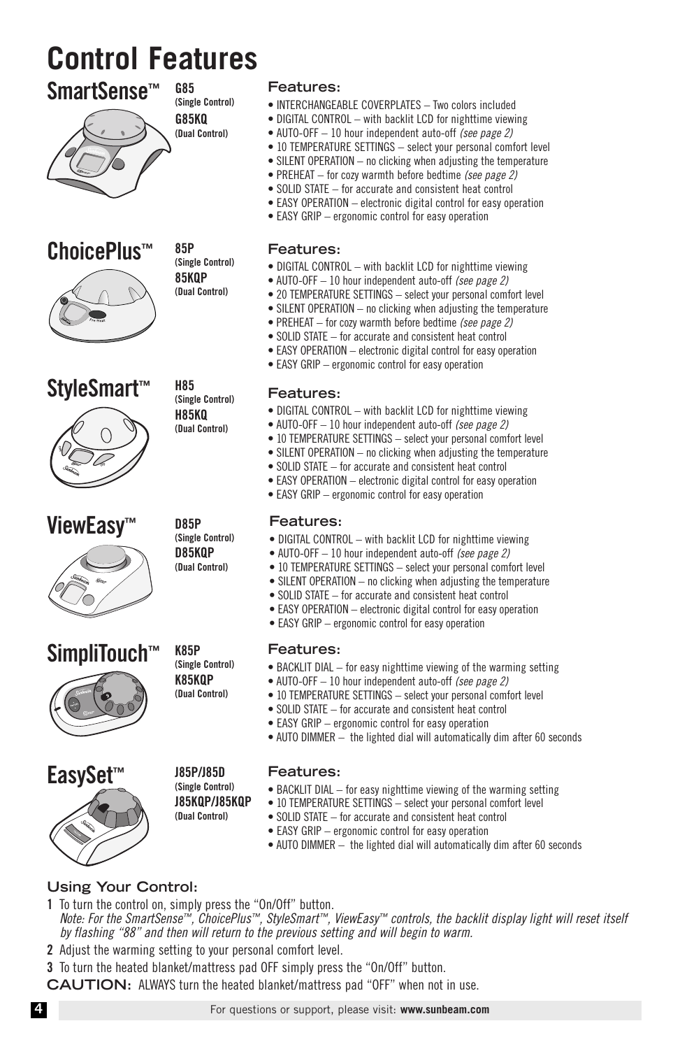# Control Features

## SmartSense™

**G85**
**(Single Control)**
**G85KQ**
**(Dual Control)**

### Features:

- INTERCHANGEABLE COVERPLATES – Two colors included
- DIGITAL CONTROL – with backlit LCD for nighttime viewing
- AUTO-OFF – 10 hour independent auto-off *(see page 2)*
- 10 TEMPERATURE SETTINGS – select your personal comfort level
- SILENT OPERATION – no clicking when adjusting the temperature
- PREHEAT – for cozy warmth before bedtime *(see page 2)*
- SOLID STATE – for accurate and consistent heat control
- EASY OPERATION – electronic digital control for easy operation
- EASY GRIP – ergonomic control for easy operation

## ChoicePlus™

**85P**
**(Single Control)**
**85KQP**
**(Dual Control)**

### Features:

- DIGITAL CONTROL – with backlit LCD for nighttime viewing
- AUTO-OFF – 10 hour independent auto-off *(see page 2)*
- 20 TEMPERATURE SETTINGS – select your personal comfort level
- SILENT OPERATION – no clicking when adjusting the temperature
- PREHEAT – for cozy warmth before bedtime *(see page 2)*
- SOLID STATE – for accurate and consistent heat control
- EASY OPERATION – electronic digital control for easy operation
- EASY GRIP – ergonomic control for easy operation

## StyleSmart™

**H85**
**(Single Control)**
**H85KQ**
**(Dual Control)**

### Features:

- DIGITAL CONTROL – with backlit LCD for nighttime viewing
- AUTO-OFF – 10 hour independent auto-off *(see page 2)*
- 10 TEMPERATURE SETTINGS – select your personal comfort level
- SILENT OPERATION – no clicking when adjusting the temperature
- SOLID STATE – for accurate and consistent heat control
- EASY OPERATION – electronic digital control for easy operation
- EASY GRIP – ergonomic control for easy operation

## ViewEasy™

**D85P**
**(Single Control)**
**D85KQP**
**(Dual Control)**

### Features:

- DIGITAL CONTROL – with backlit LCD for nighttime viewing
- AUTO-OFF – 10 hour independent auto-off *(see page 2)*
- 10 TEMPERATURE SETTINGS – select your personal comfort level
- SILENT OPERATION – no clicking when adjusting the temperature
- SOLID STATE – for accurate and consistent heat control
- EASY OPERATION – electronic digital control for easy operation
- EASY GRIP – ergonomic control for easy operation

## SimpliTouch™

**K85P**
**(Single Control)**
**K85KQP**
**(Dual Control)**

### Features:

- BACKLIT DIAL – for easy nighttime viewing of the warming setting
- AUTO-OFF – 10 hour independent auto-off *(see page 2)*
- 10 TEMPERATURE SETTINGS – select your personal comfort level
- SOLID STATE – for accurate and consistent heat control
- EASY GRIP – ergonomic control for easy operation
- AUTO DIMMER – the lighted dial will automatically dim after 60 seconds

## EasySet™

**J85P/J85D**
**(Single Control)**
**J85KQP/J85KQP**
**(Dual Control)**

### Features:

- BACKLIT DIAL – for easy nighttime viewing of the warming setting
- 10 TEMPERATURE SETTINGS – select your personal comfort level
- SOLID STATE – for accurate and consistent heat control
- EASY GRIP – ergonomic control for easy operation
- AUTO DIMMER – the lighted dial will automatically dim after 60 seconds

### Using Your Control:

1. To turn the control on, simply press the "On/Off" button.
   *Note: For the SmartSense™, ChoicePlus™, StyleSmart™, ViewEasy™ controls, the backlit display light will reset itself by flashing "88" and then will return to the previous setting and will begin to warm.*
2. Adjust the warming setting to your personal comfort level.
3. To turn the heated blanket/mattress pad OFF simply press the "On/Off" button.

**CAUTION:** ALWAYS turn the heated blanket/mattress pad "OFF" when not in use.

For questions or support, please visit: **www.sunbeam.com**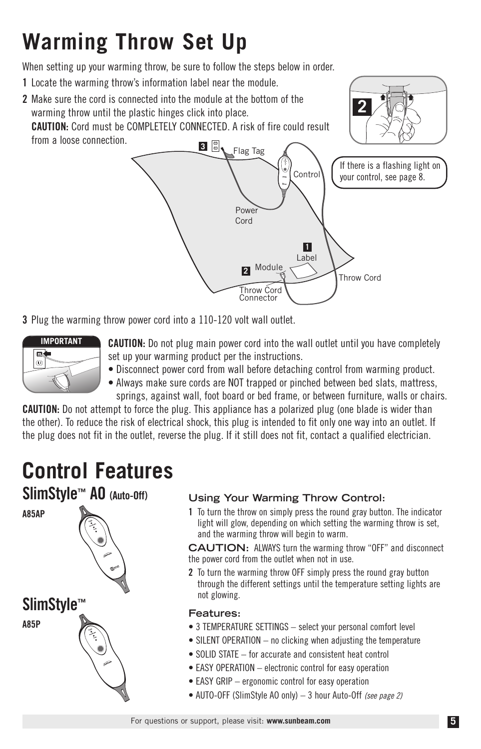# Warming Throw Set Up

When setting up your warming throw, be sure to follow the steps below in order.

1 Locate the warming throw's information label near the module.

2 Make sure the cord is connected into the module at the bottom of the warming throw until the plastic hinges click into place.
**CAUTION:** Cord must be COMPLETELY CONNECTED. A risk of fire could result from a loose connection.

Flag Tag

Control

If there is a flashing light on your control, see page 8.

Power Cord

Label

Module

Throw Cord

Throw Cord Connector

3 Plug the warming throw power cord into a 110-120 volt wall outlet.

**IMPORTANT**

**CAUTION:** Do not plug main power cord into the wall outlet until you have completely set up your warming product per the instructions.

- Disconnect power cord from wall before detaching control from warming product.
- Always make sure cords are NOT trapped or pinched between bed slats, mattress, springs, against wall, foot board or bed frame, or between furniture, walls or chairs.

**CAUTION:** Do not attempt to force the plug. This appliance has a polarized plug (one blade is wider than the other). To reduce the risk of electrical shock, this plug is intended to fit only one way into an outlet. If the plug does not fit in the outlet, reverse the plug. If it still does not fit, contact a qualified electrician.

# Control Features

## SlimStyle™ AO (Auto-Off)

**A85AP**

## SlimStyle™

**A85P**

### Using Your Warming Throw Control:

1 To turn the throw on simply press the round gray button. The indicator light will glow, depending on which setting the warming throw is set, and the warming throw will begin to warm.

**CAUTION:** ALWAYS turn the warming throw "OFF" and disconnect the power cord from the outlet when not in use.

2 To turn the warming throw OFF simply press the round gray button through the different settings until the temperature setting lights are not glowing.

### Features:

- 3 TEMPERATURE SETTINGS – select your personal comfort level
- SILENT OPERATION – no clicking when adjusting the temperature
- SOLID STATE – for accurate and consistent heat control
- EASY OPERATION – electronic control for easy operation
- EASY GRIP – ergonomic control for easy operation
- AUTO-OFF (SlimStyle AO only) – 3 hour Auto-Off *(see page 2)*

For questions or support, please visit: **www.sunbeam.com**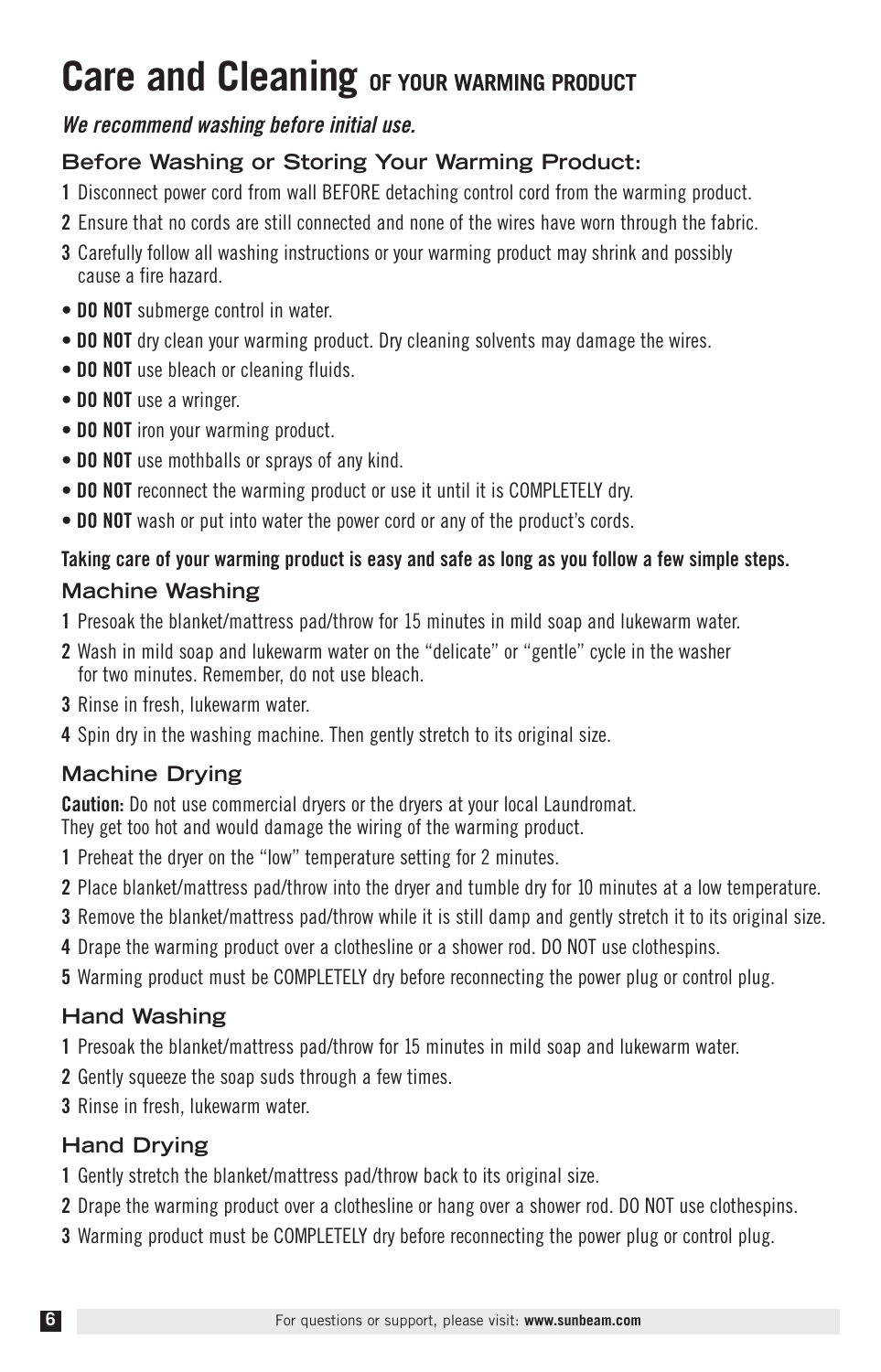# Care and Cleaning OF YOUR WARMING PRODUCT

***We recommend washing before initial use.***

### Before Washing or Storing Your Warming Product:

1. Disconnect power cord from wall BEFORE detaching control cord from the warming product.
2. Ensure that no cords are still connected and none of the wires have worn through the fabric.
3. Carefully follow all washing instructions or your warming product may shrink and possibly cause a fire hazard.

- **DO NOT** submerge control in water.
- **DO NOT** dry clean your warming product. Dry cleaning solvents may damage the wires.
- **DO NOT** use bleach or cleaning fluids.
- **DO NOT** use a wringer.
- **DO NOT** iron your warming product.
- **DO NOT** use mothballs or sprays of any kind.
- **DO NOT** reconnect the warming product or use it until it is COMPLETELY dry.
- **DO NOT** wash or put into water the power cord or any of the product's cords.

**Taking care of your warming product is easy and safe as long as you follow a few simple steps.**

### Machine Washing

1. Presoak the blanket/mattress pad/throw for 15 minutes in mild soap and lukewarm water.
2. Wash in mild soap and lukewarm water on the "delicate" or "gentle" cycle in the washer for two minutes. Remember, do not use bleach.
3. Rinse in fresh, lukewarm water.
4. Spin dry in the washing machine. Then gently stretch to its original size.

### Machine Drying

**Caution:** Do not use commercial dryers or the dryers at your local Laundromat. They get too hot and would damage the wiring of the warming product.

1. Preheat the dryer on the "low" temperature setting for 2 minutes.
2. Place blanket/mattress pad/throw into the dryer and tumble dry for 10 minutes at a low temperature.
3. Remove the blanket/mattress pad/throw while it is still damp and gently stretch it to its original size.
4. Drape the warming product over a clothesline or a shower rod. DO NOT use clothespins.
5. Warming product must be COMPLETELY dry before reconnecting the power plug or control plug.

### Hand Washing

1. Presoak the blanket/mattress pad/throw for 15 minutes in mild soap and lukewarm water.
2. Gently squeeze the soap suds through a few times.
3. Rinse in fresh, lukewarm water.

### Hand Drying

1. Gently stretch the blanket/mattress pad/throw back to its original size.
2. Drape the warming product over a clothesline or hang over a shower rod. DO NOT use clothespins.
3. Warming product must be COMPLETELY dry before reconnecting the power plug or control plug.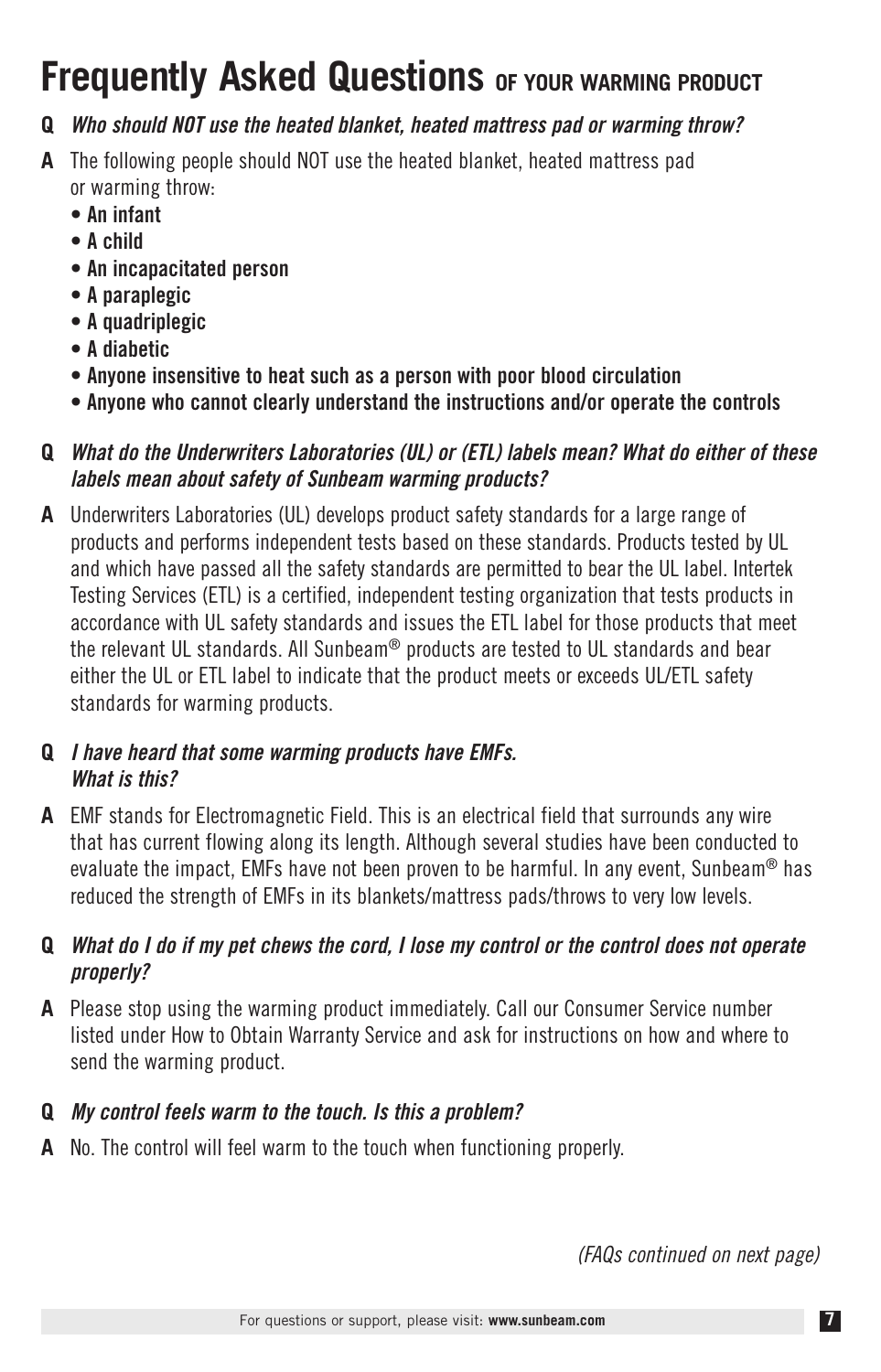# Frequently Asked Questions OF YOUR WARMING PRODUCT

**Q** ***Who should NOT use the heated blanket, heated mattress pad or warming throw?***

**A** The following people should NOT use the heated blanket, heated mattress pad or warming throw:

- **An infant**
- **A child**
- **An incapacitated person**
- **A paraplegic**
- **A quadriplegic**
- **A diabetic**
- **Anyone insensitive to heat such as a person with poor blood circulation**
- **Anyone who cannot clearly understand the instructions and/or operate the controls**

**Q** ***What do the Underwriters Laboratories (UL) or (ETL) labels mean? What do either of these labels mean about safety of Sunbeam warming products?***

**A** Underwriters Laboratories (UL) develops product safety standards for a large range of products and performs independent tests based on these standards. Products tested by UL and which have passed all the safety standards are permitted to bear the UL label. Intertek Testing Services (ETL) is a certified, independent testing organization that tests products in accordance with UL safety standards and issues the ETL label for those products that meet the relevant UL standards. All Sunbeam® products are tested to UL standards and bear either the UL or ETL label to indicate that the product meets or exceeds UL/ETL safety standards for warming products.

**Q** ***I have heard that some warming products have EMFs. What is this?***

**A** EMF stands for Electromagnetic Field. This is an electrical field that surrounds any wire that has current flowing along its length. Although several studies have been conducted to evaluate the impact, EMFs have not been proven to be harmful. In any event, Sunbeam® has reduced the strength of EMFs in its blankets/mattress pads/throws to very low levels.

**Q** ***What do I do if my pet chews the cord, I lose my control or the control does not operate properly?***

**A** Please stop using the warming product immediately. Call our Consumer Service number listed under How to Obtain Warranty Service and ask for instructions on how and where to send the warming product.

**Q** ***My control feels warm to the touch. Is this a problem?***

**A** No. The control will feel warm to the touch when functioning properly.

*(FAQs continued on next page)*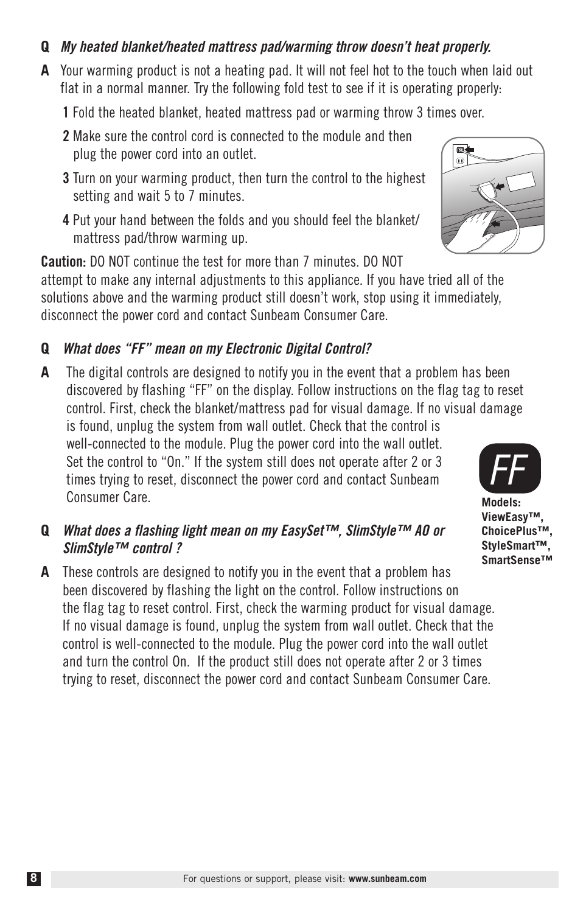**Q** ***My heated blanket/heated mattress pad/warming throw doesn't heat properly.***

**A** Your warming product is not a heating pad. It will not feel hot to the touch when laid out flat in a normal manner. Try the following fold test to see if it is operating properly:

**1** Fold the heated blanket, heated mattress pad or warming throw 3 times over.

**2** Make sure the control cord is connected to the module and then plug the power cord into an outlet.

**3** Turn on your warming product, then turn the control to the highest setting and wait 5 to 7 minutes.

**4** Put your hand between the folds and you should feel the blanket/ mattress pad/throw warming up.

**Caution:** DO NOT continue the test for more than 7 minutes. DO NOT attempt to make any internal adjustments to this appliance. If you have tried all of the solutions above and the warming product still doesn't work, stop using it immediately, disconnect the power cord and contact Sunbeam Consumer Care.

**Q** ***What does "FF" mean on my Electronic Digital Control?***

**A** The digital controls are designed to notify you in the event that a problem has been discovered by flashing "FF" on the display. Follow instructions on the flag tag to reset control. First, check the blanket/mattress pad for visual damage. If no visual damage is found, unplug the system from wall outlet. Check that the control is well-connected to the module. Plug the power cord into the wall outlet. Set the control to "On." If the system still does not operate after 2 or 3 times trying to reset, disconnect the power cord and contact Sunbeam Consumer Care.

FF

**Models: ViewEasy™, ChoicePlus™, StyleSmart™, SmartSense™**

**Q** ***What does a flashing light mean on my EasySet™, SlimStyle™ AO or SlimStyle™ control ?***

**A** These controls are designed to notify you in the event that a problem has been discovered by flashing the light on the control. Follow instructions on the flag tag to reset control. First, check the warming product for visual damage. If no visual damage is found, unplug the system from wall outlet. Check that the control is well-connected to the module. Plug the power cord into the wall outlet and turn the control On. If the product still does not operate after 2 or 3 times trying to reset, disconnect the power cord and contact Sunbeam Consumer Care.

For questions or support, please visit: **www.sunbeam.com**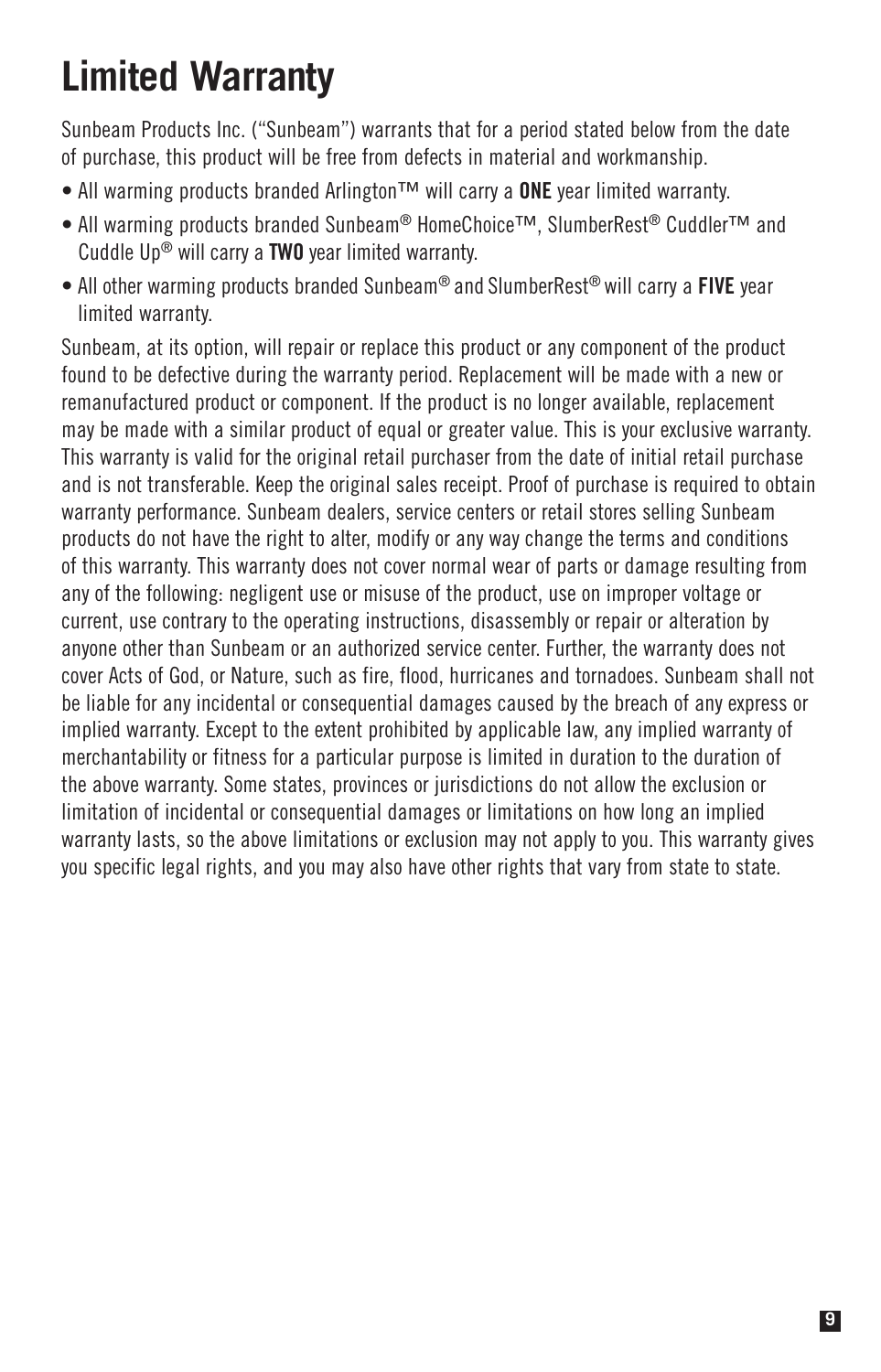# Limited Warranty

Sunbeam Products Inc. ("Sunbeam") warrants that for a period stated below from the date of purchase, this product will be free from defects in material and workmanship.

- All warming products branded Arlington™ will carry a **ONE** year limited warranty.
- All warming products branded Sunbeam® HomeChoice™, SlumberRest® Cuddler™ and Cuddle Up® will carry a **TWO** year limited warranty.
- All other warming products branded Sunbeam® and SlumberRest® will carry a **FIVE** year limited warranty.

Sunbeam, at its option, will repair or replace this product or any component of the product found to be defective during the warranty period. Replacement will be made with a new or remanufactured product or component. If the product is no longer available, replacement may be made with a similar product of equal or greater value. This is your exclusive warranty. This warranty is valid for the original retail purchaser from the date of initial retail purchase and is not transferable. Keep the original sales receipt. Proof of purchase is required to obtain warranty performance. Sunbeam dealers, service centers or retail stores selling Sunbeam products do not have the right to alter, modify or any way change the terms and conditions of this warranty. This warranty does not cover normal wear of parts or damage resulting from any of the following: negligent use or misuse of the product, use on improper voltage or current, use contrary to the operating instructions, disassembly or repair or alteration by anyone other than Sunbeam or an authorized service center. Further, the warranty does not cover Acts of God, or Nature, such as fire, flood, hurricanes and tornadoes. Sunbeam shall not be liable for any incidental or consequential damages caused by the breach of any express or implied warranty. Except to the extent prohibited by applicable law, any implied warranty of merchantability or fitness for a particular purpose is limited in duration to the duration of the above warranty. Some states, provinces or jurisdictions do not allow the exclusion or limitation of incidental or consequential damages or limitations on how long an implied warranty lasts, so the above limitations or exclusion may not apply to you. This warranty gives you specific legal rights, and you may also have other rights that vary from state to state.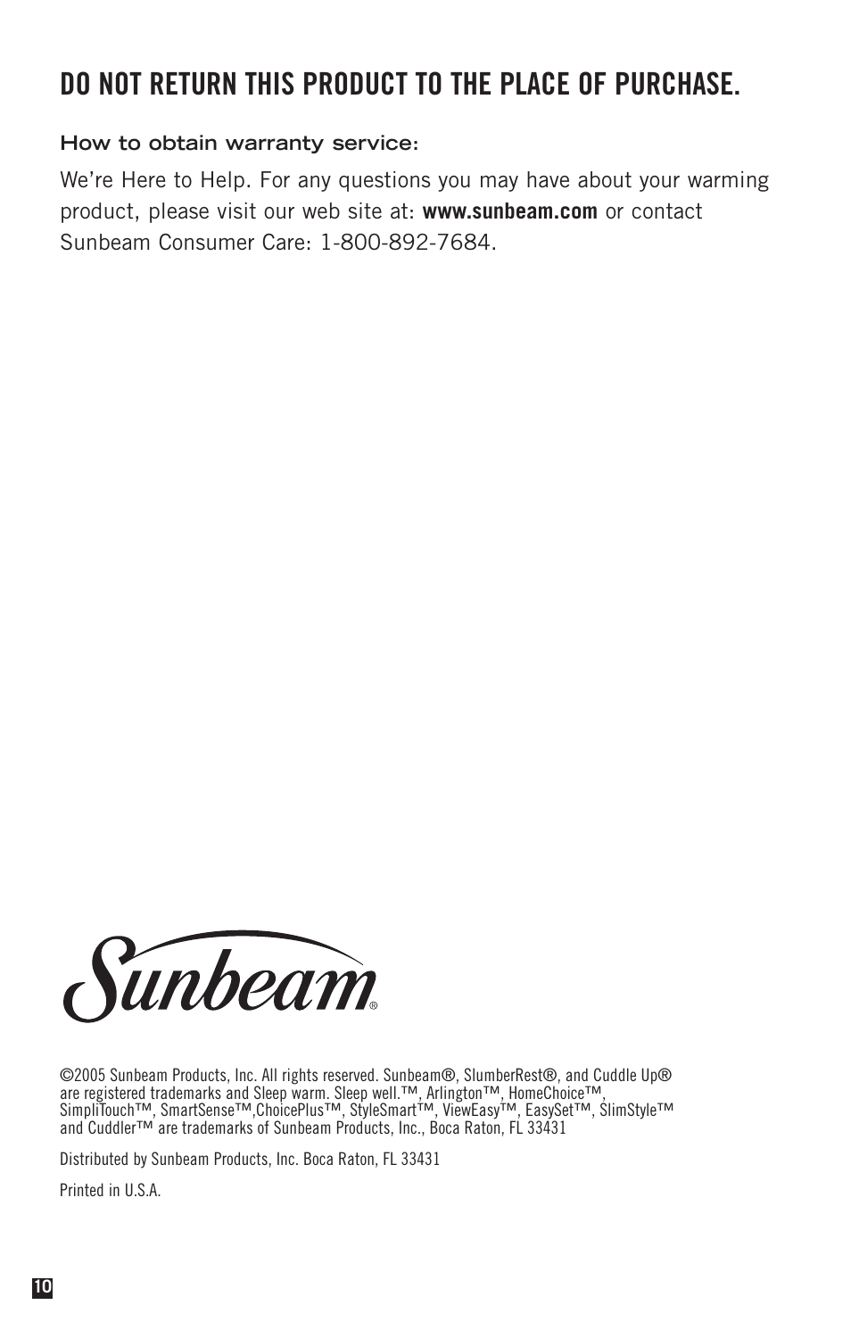## DO NOT RETURN THIS PRODUCT TO THE PLACE OF PURCHASE.

**How to obtain warranty service:**

We're Here to Help. For any questions you may have about your warming product, please visit our web site at: **www.sunbeam.com** or contact Sunbeam Consumer Care: 1-800-892-7684.

Sunbeam®

©2005 Sunbeam Products, Inc. All rights reserved. Sunbeam®, SlumberRest®, and Cuddle Up® are registered trademarks and Sleep warm. Sleep well.™, Arlington™, HomeChoice™, SimpliTouch™, SmartSense™,ChoicePlus™, StyleSmart™, ViewEasy™, EasySet™, SlimStyle™ and Cuddler™ are trademarks of Sunbeam Products, Inc., Boca Raton, FL 33431

Distributed by Sunbeam Products, Inc. Boca Raton, FL 33431

Printed in U.S.A.